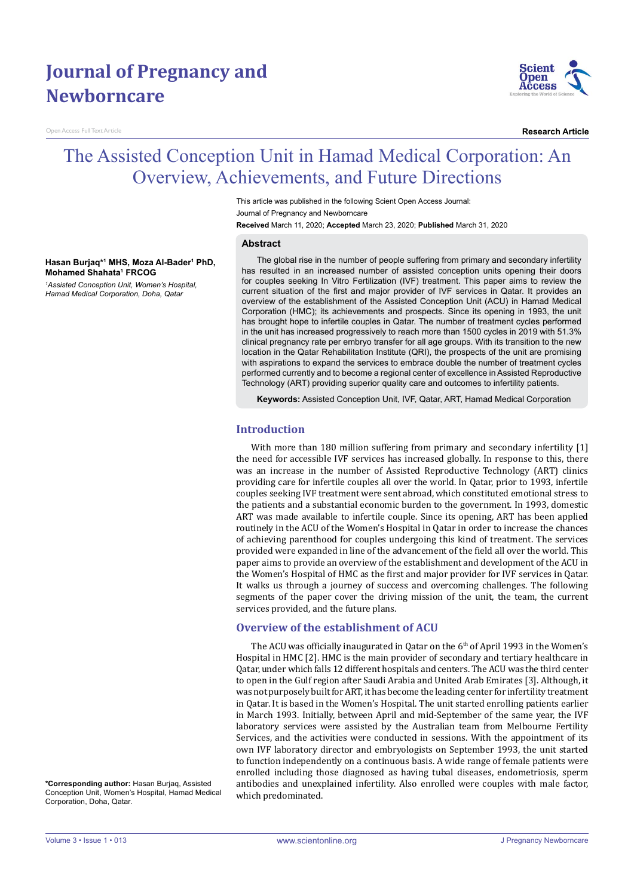# The Assisted Conception Unit in Hamad Medical Corporation: An Overview, Achievements, and Future Directions

This article was published in the following Scient Open Access Journal:

Journal of Pregnancy and Newborncare

**Received** March 11, 2020; **Accepted** March 23, 2020; **Published** March 31, 2020

**Hasan Burjaq*[1] MHS, Moza Al-Bader[1] PhD, Mohamed Shahata[1] FRCOG**

*[1]Assisted Conception Unit, Women's Hospital, Hamad Medical Corporation, Doha, Qatar*

## Abstract

The global rise in the number of people suffering from primary and secondary infertility has resulted in an increased number of assisted conception units opening their doors for couples seeking In Vitro Fertilization (IVF) treatment. This paper aims to review the current situation of the first and major provider of IVF services in Qatar. It provides an overview of the establishment of the Assisted Conception Unit (ACU) in Hamad Medical Corporation (HMC); its achievements and prospects. Since its opening in 1993, the unit has brought hope to infertile couples in Qatar. The number of treatment cycles performed in the unit has increased progressively to reach more than 1500 cycles in 2019 with 51.3% clinical pregnancy rate per embryo transfer for all age groups. With its transition to the new location in the Qatar Rehabilitation Institute (QRI), the prospects of the unit are promising with aspirations to expand the services to embrace double the number of treatment cycles performed currently and to become a regional center of excellence in Assisted Reproductive Technology (ART) providing superior quality care and outcomes to infertility patients.

**Keywords:** Assisted Conception Unit, IVF, Qatar, ART, Hamad Medical Corporation

## Introduction

With more than 180 million suffering from primary and secondary infertility [1] the need for accessible IVF services has increased globally. In response to this, there was an increase in the number of Assisted Reproductive Technology (ART) clinics providing care for infertile couples all over the world. In Qatar, prior to 1993, infertile couples seeking IVF treatment were sent abroad, which constituted emotional stress to the patients and a substantial economic burden to the government. In 1993, domestic ART was made available to infertile couple. Since its opening, ART has been applied routinely in the ACU of the Women's Hospital in Qatar in order to increase the chances of achieving parenthood for couples undergoing this kind of treatment. The services provided were expanded in line of the advancement of the field all over the world. This paper aims to provide an overview of the establishment and development of the ACU in the Women's Hospital of HMC as the first and major provider for IVF services in Qatar. It walks us through a journey of success and overcoming challenges. The following segments of the paper cover the driving mission of the unit, the team, the current services provided, and the future plans.

## Overview of the establishment of ACU

The ACU was officially inaugurated in Qatar on the 6th of April 1993 in the Women's Hospital in HMC [2]. HMC is the main provider of secondary and tertiary healthcare in Qatar, under which falls 12 different hospitals and centers. The ACU was the third center to open in the Gulf region after Saudi Arabia and United Arab Emirates [3]. Although, it was not purposely built for ART, it has become the leading center for infertility treatment in Qatar. It is based in the Women's Hospital. The unit started enrolling patients earlier in March 1993. Initially, between April and mid-September of the same year, the IVF laboratory services were assisted by the Australian team from Melbourne Fertility Services, and the activities were conducted in sessions. With the appointment of its own IVF laboratory director and embryologists on September 1993, the unit started to function independently on a continuous basis. A wide range of female patients were enrolled including those diagnosed as having tubal diseases, endometriosis, sperm antibodies and unexplained infertility. Also enrolled were couples with male factor, which predominated.

***Corresponding author:** Hasan Burjaq, Assisted Conception Unit, Women's Hospital, Hamad Medical Corporation, Doha, Qatar.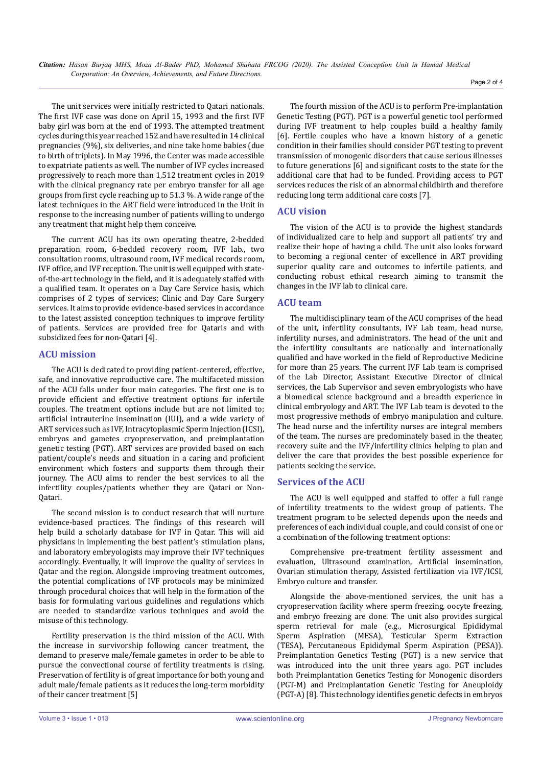The unit services were initially restricted to Qatari nationals. The first IVF case was done on April 15, 1993 and the first IVF baby girl was born at the end of 1993. The attempted treatment cycles during this year reached 152 and have resulted in 14 clinical pregnancies (9%), six deliveries, and nine take home babies (due to birth of triplets). In May 1996, the Center was made accessible to expatriate patients as well. The number of IVF cycles increased progressively to reach more than 1,512 treatment cycles in 2019 with the clinical pregnancy rate per embryo transfer for all age groups from first cycle reaching up to 51.3 %. A wide range of the latest techniques in the ART field were introduced in the Unit in response to the increasing number of patients willing to undergo any treatment that might help them conceive.

The current ACU has its own operating theatre, 2-bedded preparation room, 6-bedded recovery room, IVF lab., two consultation rooms, ultrasound room, IVF medical records room, IVF office, and IVF reception. The unit is well equipped with state-of-the-art technology in the field, and it is adequately staffed with a qualified team. It operates on a Day Care Service basis, which comprises of 2 types of services; Clinic and Day Care Surgery services. It aims to provide evidence-based services in accordance to the latest assisted conception techniques to improve fertility of patients. Services are provided free for Qataris and with subsidized fees for non-Qatari [4].

## ACU mission

The ACU is dedicated to providing patient-centered, effective, safe, and innovative reproductive care. The multifaceted mission of the ACU falls under four main categories. The first one is to provide efficient and effective treatment options for infertile couples. The treatment options include but are not limited to; artificial intrauterine insemination (IUI), and a wide variety of ART services such as IVF, Intracytoplasmic Sperm Injection (ICSI), embryos and gametes cryopreservation, and preimplantation genetic testing (PGT). ART services are provided based on each patient/couple's needs and situation in a caring and proficient environment which fosters and supports them through their journey. The ACU aims to render the best services to all the infertility couples/patients whether they are Qatari or Non-Qatari.

The second mission is to conduct research that will nurture evidence-based practices. The findings of this research will help build a scholarly database for IVF in Qatar. This will aid physicians in implementing the best patient's stimulation plans, and laboratory embryologists may improve their IVF techniques accordingly. Eventually, it will improve the quality of services in Qatar and the region. Alongside improving treatment outcomes, the potential complications of IVF protocols may be minimized through procedural choices that will help in the formation of the basis for formulating various guidelines and regulations which are needed to standardize various techniques and avoid the misuse of this technology.

Fertility preservation is the third mission of the ACU. With the increase in survivorship following cancer treatment, the demand to preserve male/female gametes in order to be able to pursue the convectional course of fertility treatments is rising. Preservation of fertility is of great importance for both young and adult male/female patients as it reduces the long-term morbidity of their cancer treatment [5]

The fourth mission of the ACU is to perform Pre-implantation Genetic Testing (PGT). PGT is a powerful genetic tool performed during IVF treatment to help couples build a healthy family [6]. Fertile couples who have a known history of a genetic condition in their families should consider PGT testing to prevent transmission of monogenic disorders that cause serious illnesses to future generations [6] and significant costs to the state for the additional care that had to be funded. Providing access to PGT services reduces the risk of an abnormal childbirth and therefore reducing long term additional care costs [7].

## ACU vision

The vision of the ACU is to provide the highest standards of individualized care to help and support all patients' try and realize their hope of having a child. The unit also looks forward to becoming a regional center of excellence in ART providing superior quality care and outcomes to infertile patients, and conducting robust ethical research aiming to transmit the changes in the IVF lab to clinical care.

## ACU team

The multidisciplinary team of the ACU comprises of the head of the unit, infertility consultants, IVF Lab team, head nurse, infertility nurses, and administrators. The head of the unit and the infertility consultants are nationally and internationally qualified and have worked in the field of Reproductive Medicine for more than 25 years. The current IVF Lab team is comprised of the Lab Director, Assistant Executive Director of clinical services, the Lab Supervisor and seven embryologists who have a biomedical science background and a breadth experience in clinical embryology and ART. The IVF Lab team is devoted to the most progressive methods of embryo manipulation and culture. The head nurse and the infertility nurses are integral members of the team. The nurses are predominately based in the theater, recovery suite and the IVF/infertility clinics helping to plan and deliver the care that provides the best possible experience for patients seeking the service.

## Services of the ACU

The ACU is well equipped and staffed to offer a full range of infertility treatments to the widest group of patients. The treatment program to be selected depends upon the needs and preferences of each individual couple, and could consist of one or a combination of the following treatment options:

Comprehensive pre-treatment fertility assessment and evaluation, Ultrasound examination, Artificial insemination, Ovarian stimulation therapy, Assisted fertilization via IVF/ICSI, Embryo culture and transfer.

Alongside the above-mentioned services, the unit has a cryopreservation facility where sperm freezing, oocyte freezing, and embryo freezing are done. The unit also provides surgical sperm retrieval for male (e.g., Microsurgical Epididymal Sperm Aspiration (MESA), Testicular Sperm Extraction (TESA), Percutaneous Epididymal Sperm Aspiration (PESA)). Preimplantation Genetics Testing (PGT) is a new service that was introduced into the unit three years ago. PGT includes both Preimplantation Genetics Testing for Monogenic disorders (PGT-M) and Preimplantation Genetic Testing for Aneuploidy (PGT-A) [8]. This technology identifies genetic defects in embryos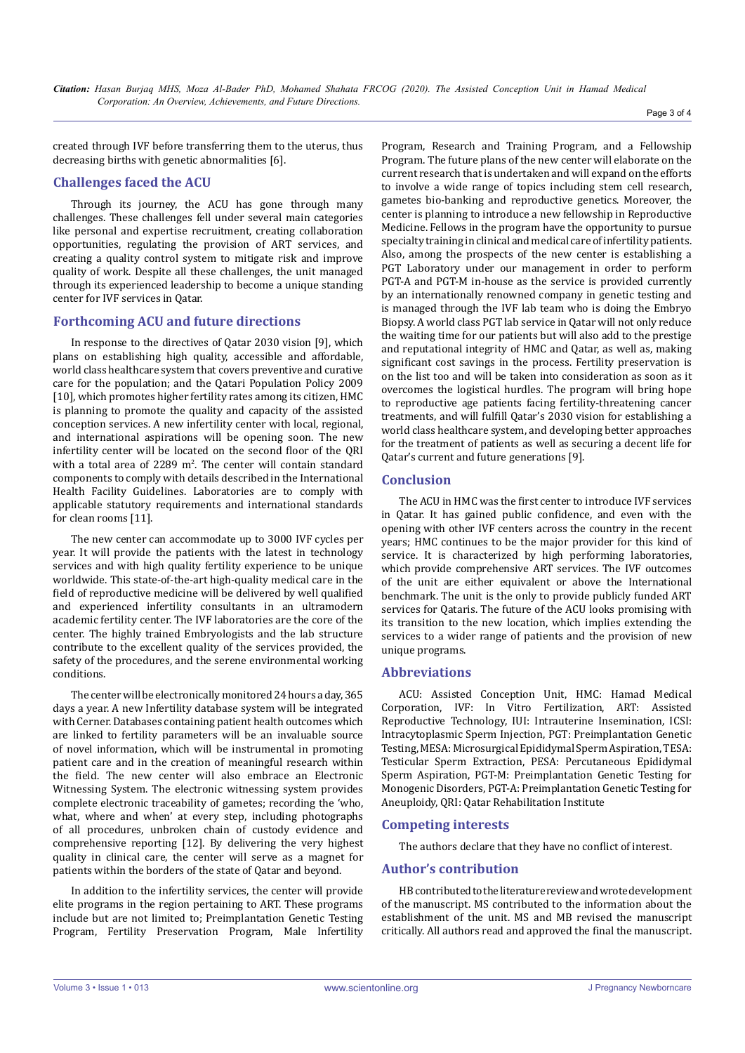created through IVF before transferring them to the uterus, thus decreasing births with genetic abnormalities [6].

## Challenges faced the ACU

Through its journey, the ACU has gone through many challenges. These challenges fell under several main categories like personal and expertise recruitment, creating collaboration opportunities, regulating the provision of ART services, and creating a quality control system to mitigate risk and improve quality of work. Despite all these challenges, the unit managed through its experienced leadership to become a unique standing center for IVF services in Qatar.

## Forthcoming ACU and future directions

In response to the directives of Qatar 2030 vision [9], which plans on establishing high quality, accessible and affordable, world class healthcare system that covers preventive and curative care for the population; and the Qatari Population Policy 2009 [10], which promotes higher fertility rates among its citizen, HMC is planning to promote the quality and capacity of the assisted conception services. A new infertility center with local, regional, and international aspirations will be opening soon. The new infertility center will be located on the second floor of the QRI with a total area of 2289 $m^2$. The center will contain standard components to comply with details described in the International Health Facility Guidelines. Laboratories are to comply with applicable statutory requirements and international standards for clean rooms [11].

The new center can accommodate up to 3000 IVF cycles per year. It will provide the patients with the latest in technology services and with high quality fertility experience to be unique worldwide. This state-of-the-art high-quality medical care in the field of reproductive medicine will be delivered by well qualified and experienced infertility consultants in an ultramodern academic fertility center. The IVF laboratories are the core of the center. The highly trained Embryologists and the lab structure contribute to the excellent quality of the services provided, the safety of the procedures, and the serene environmental working conditions.

The center will be electronically monitored 24 hours a day, 365 days a year. A new Infertility database system will be integrated with Cerner. Databases containing patient health outcomes which are linked to fertility parameters will be an invaluable source of novel information, which will be instrumental in promoting patient care and in the creation of meaningful research within the field. The new center will also embrace an Electronic Witnessing System. The electronic witnessing system provides complete electronic traceability of gametes; recording the 'who, what, where and when' at every step, including photographs of all procedures, unbroken chain of custody evidence and comprehensive reporting [12]. By delivering the very highest quality in clinical care, the center will serve as a magnet for patients within the borders of the state of Qatar and beyond.

In addition to the infertility services, the center will provide elite programs in the region pertaining to ART. These programs include but are not limited to; Preimplantation Genetic Testing Program, Fertility Preservation Program, Male Infertility Program, Research and Training Program, and a Fellowship Program. The future plans of the new center will elaborate on the current research that is undertaken and will expand on the efforts to involve a wide range of topics including stem cell research, gametes bio-banking and reproductive genetics. Moreover, the center is planning to introduce a new fellowship in Reproductive Medicine. Fellows in the program have the opportunity to pursue specialty training in clinical and medical care of infertility patients. Also, among the prospects of the new center is establishing a PGT Laboratory under our management in order to perform PGT-A and PGT-M in-house as the service is provided currently by an internationally renowned company in genetic testing and is managed through the IVF lab team who is doing the Embryo Biopsy. A world class PGT lab service in Qatar will not only reduce the waiting time for our patients but will also add to the prestige and reputational integrity of HMC and Qatar, as well as, making significant cost savings in the process. Fertility preservation is on the list too and will be taken into consideration as soon as it overcomes the logistical hurdles. The program will bring hope to reproductive age patients facing fertility-threatening cancer treatments, and will fulfill Qatar's 2030 vision for establishing a world class healthcare system, and developing better approaches for the treatment of patients as well as securing a decent life for Qatar's current and future generations [9].

## Conclusion

The ACU in HMC was the first center to introduce IVF services in Qatar. It has gained public confidence, and even with the opening with other IVF centers across the country in the recent years; HMC continues to be the major provider for this kind of service. It is characterized by high performing laboratories, which provide comprehensive ART services. The IVF outcomes of the unit are either equivalent or above the International benchmark. The unit is the only to provide publicly funded ART services for Qataris. The future of the ACU looks promising with its transition to the new location, which implies extending the services to a wider range of patients and the provision of new unique programs.

## Abbreviations

ACU: Assisted Conception Unit, HMC: Hamad Medical Corporation, IVF: In Vitro Fertilization, ART: Assisted Reproductive Technology, IUI: Intrauterine Insemination, ICSI: Intracytoplasmic Sperm Injection, PGT: Preimplantation Genetic Testing, MESA: Microsurgical Epididymal Sperm Aspiration, TESA: Testicular Sperm Extraction, PESA: Percutaneous Epididymal Sperm Aspiration, PGT-M: Preimplantation Genetic Testing for Monogenic Disorders, PGT-A: Preimplantation Genetic Testing for Aneuploidy, QRI: Qatar Rehabilitation Institute

## Competing interests

The authors declare that they have no conflict of interest.

## Author's contribution

HB contributed to the literature review and wrote development of the manuscript. MS contributed to the information about the establishment of the unit. MS and MB revised the manuscript critically. All authors read and approved the final the manuscript.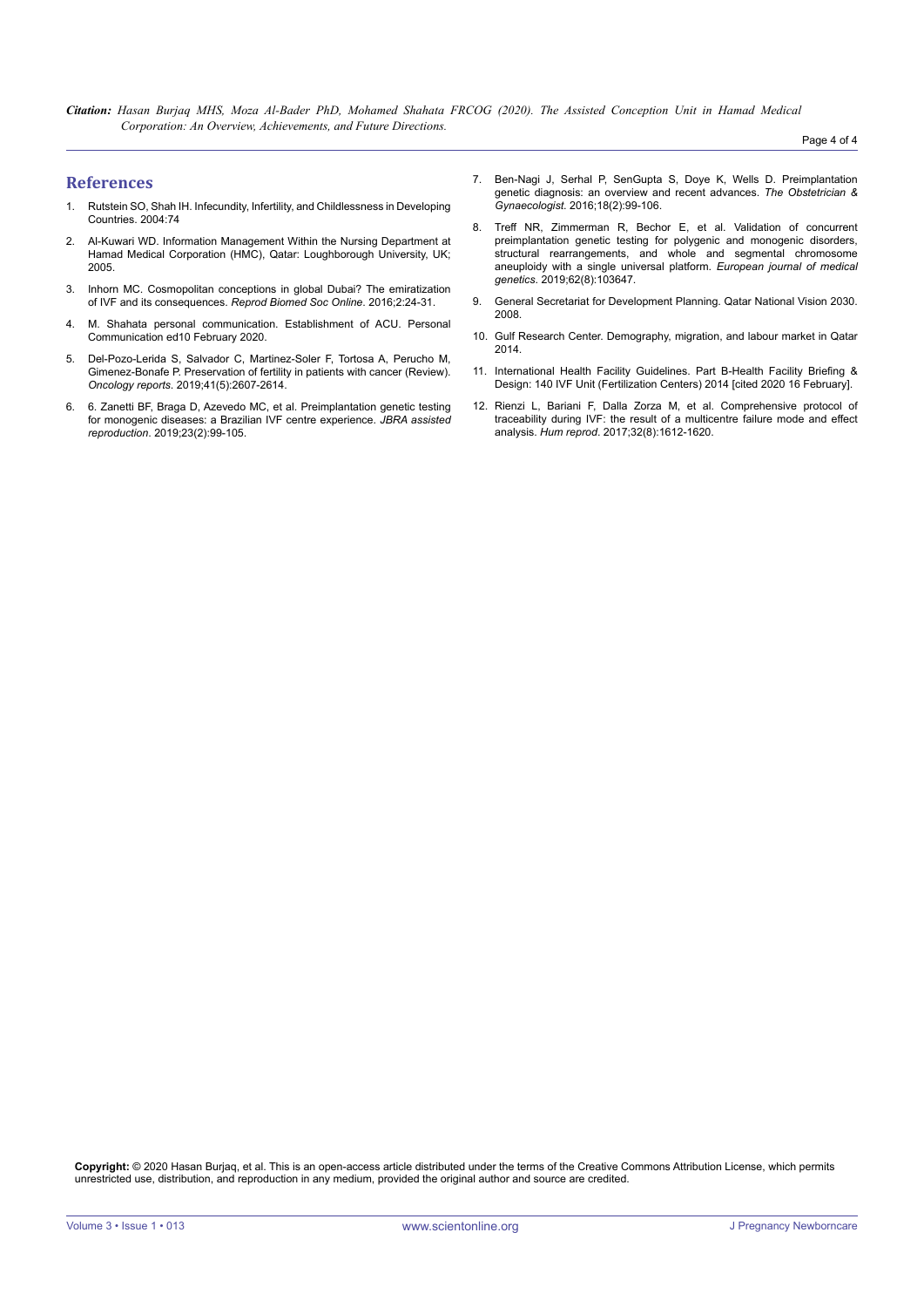## References

1. Rutstein SO, Shah IH. Infecundity, Infertility, and Childlessness in Developing Countries. 2004:74
2. Al-Kuwari WD. Information Management Within the Nursing Department at Hamad Medical Corporation (HMC), Qatar: Loughborough University, UK; 2005.
3. Inhorn MC. Cosmopolitan conceptions in global Dubai? The emiratization of IVF and its consequences. *Reprod Biomed Soc Online*. 2016;2:24-31.
4. M. Shahata personal communication. Establishment of ACU. Personal Communication ed10 February 2020.
5. Del-Pozo-Lerida S, Salvador C, Martinez-Soler F, Tortosa A, Perucho M, Gimenez-Bonafe P. Preservation of fertility in patients with cancer (Review). *Oncology reports*. 2019;41(5):2607-2614.
6. 6. Zanetti BF, Braga D, Azevedo MC, et al. Preimplantation genetic testing for monogenic diseases: a Brazilian IVF centre experience. *JBRA assisted reproduction*. 2019;23(2):99-105.
7. Ben-Nagi J, Serhal P, SenGupta S, Doye K, Wells D. Preimplantation genetic diagnosis: an overview and recent advances. *The Obstetrician & Gynaecologist*. 2016;18(2):99-106.
8. Treff NR, Zimmerman R, Bechor E, et al. Validation of concurrent preimplantation genetic testing for polygenic and monogenic disorders, structural rearrangements, and whole and segmental chromosome aneuploidy with a single universal platform. *European journal of medical genetics*. 2019;62(8):103647.
9. General Secretariat for Development Planning. Qatar National Vision 2030. 2008.
10. Gulf Research Center. Demography, migration, and labour market in Qatar 2014.
11. International Health Facility Guidelines. Part B-Health Facility Briefing & Design: 140 IVF Unit (Fertilization Centers) 2014 [cited 2020 16 February].
12. Rienzi L, Bariani F, Dalla Zorza M, et al. Comprehensive protocol of traceability during IVF: the result of a multicentre failure mode and effect analysis. *Hum reprod*. 2017;32(8):1612-1620.

**Copyright:** © 2020 Hasan Burjaq, et al. This is an open-access article distributed under the terms of the Creative Commons Attribution License, which permits unrestricted use, distribution, and reproduction in any medium, provided the original author and source are credited.